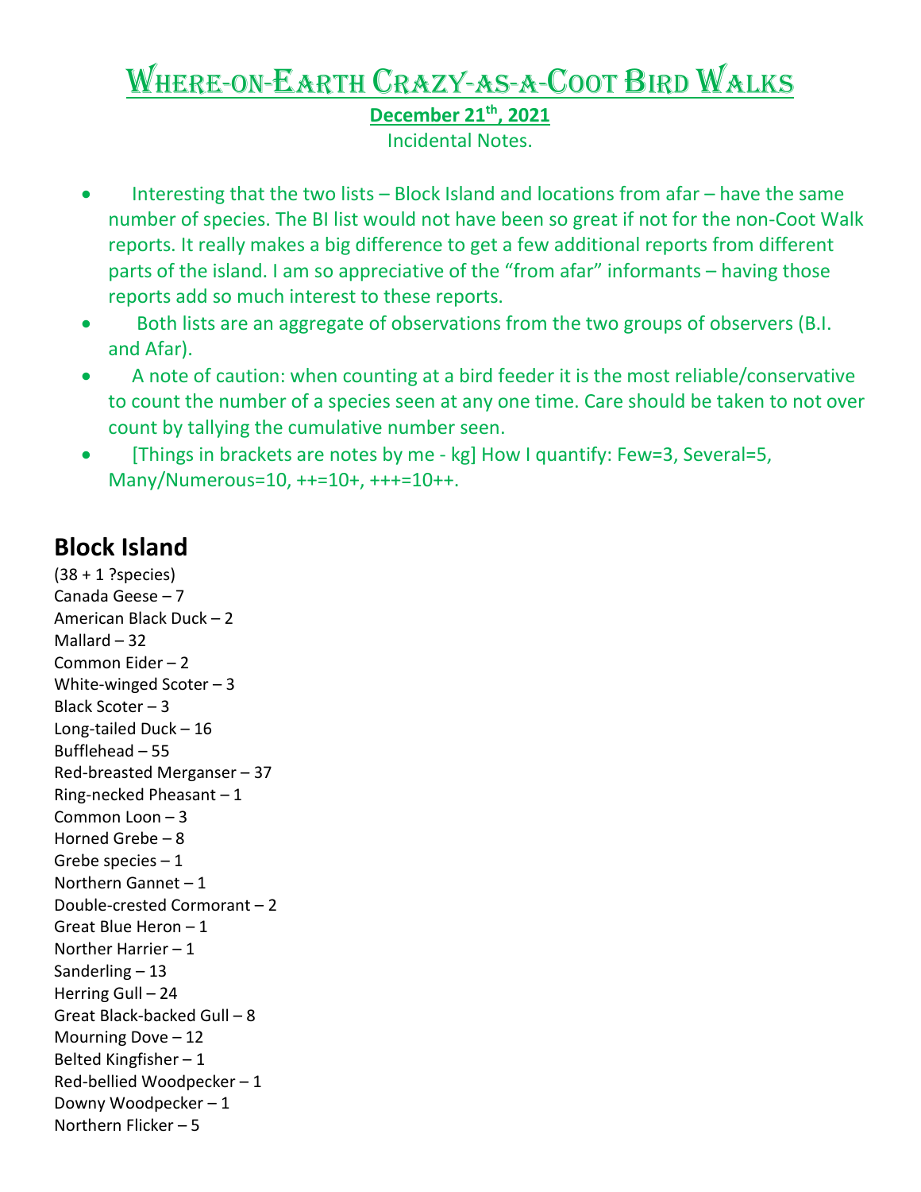# Where-on-Earth Crazy-as-a-Coot Bird Walks

**December 21th, 2021**

Incidental Notes.

- Interesting that the two lists – Block Island and locations from afar – have the same number of species. The BI list would not have been so great if not for the non-Coot Walk reports. It really makes a big difference to get a few additional reports from different parts of the island. I am so appreciative of the "from afar" informants – having those reports add so much interest to these reports.
- Both lists are an aggregate of observations from the two groups of observers (B.I. and Afar).
- A note of caution: when counting at a bird feeder it is the most reliable/conservative to count the number of a species seen at any one time. Care should be taken to not over count by tallying the cumulative number seen.
- [Things in brackets are notes by me - kg] How I quantify: Few=3, Several=5, Many/Numerous=10, ++=10+, +++=10++.

## Block Island

(38 + 1 ?species)
Canada Geese – 7
American Black Duck – 2
Mallard – 32
Common Eider – 2
White-winged Scoter – 3
Black Scoter – 3
Long-tailed Duck – 16
Bufflehead – 55
Red-breasted Merganser – 37
Ring-necked Pheasant – 1
Common Loon – 3
Horned Grebe – 8
Grebe species – 1
Northern Gannet – 1
Double-crested Cormorant – 2
Great Blue Heron – 1
Norther Harrier – 1
Sanderling – 13
Herring Gull – 24
Great Black-backed Gull – 8
Mourning Dove – 12
Belted Kingfisher – 1
Red-bellied Woodpecker – 1
Downy Woodpecker – 1
Northern Flicker – 5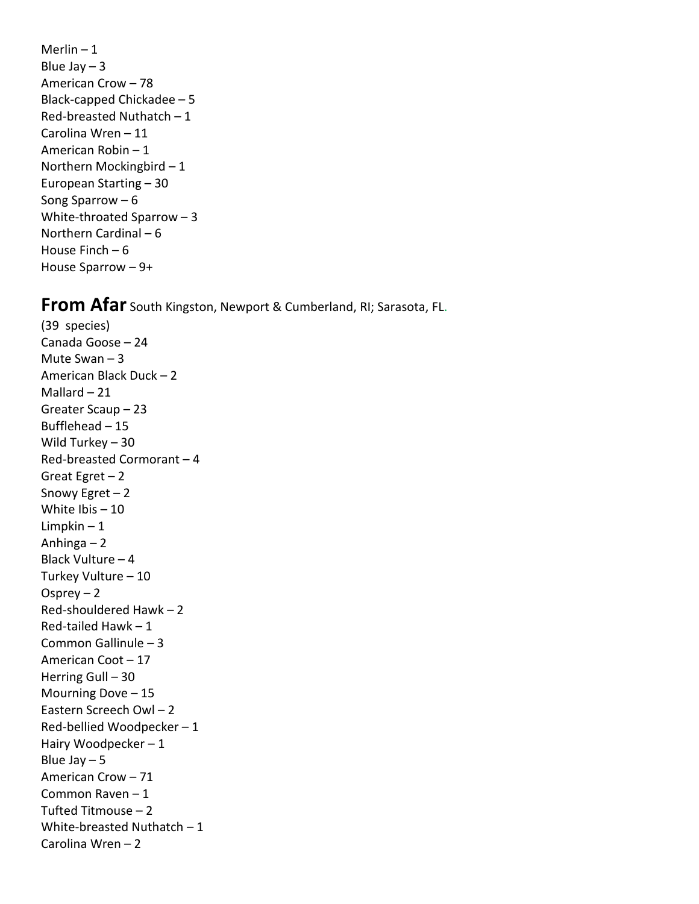Merlin – 1  
Blue Jay – 3  
American Crow – 78  
Black-capped Chickadee – 5  
Red-breasted Nuthatch – 1  
Carolina Wren – 11  
American Robin – 1  
Northern Mockingbird – 1  
European Starting – 30  
Song Sparrow – 6  
White-throated Sparrow – 3  
Northern Cardinal – 6  
House Finch – 6  
House Sparrow – 9+

## **From Afar** South Kingston, Newport & Cumberland, RI; Sarasota, FL.

(39 species)  
Canada Goose – 24  
Mute Swan – 3  
American Black Duck – 2  
Mallard – 21  
Greater Scaup – 23  
Bufflehead – 15  
Wild Turkey – 30  
Red-breasted Cormorant – 4  
Great Egret – 2  
Snowy Egret – 2  
White Ibis – 10  
Limpkin – 1  
Anhinga – 2  
Black Vulture – 4  
Turkey Vulture – 10  
Osprey – 2  
Red-shouldered Hawk – 2  
Red-tailed Hawk – 1  
Common Gallinule – 3  
American Coot – 17  
Herring Gull – 30  
Mourning Dove – 15  
Eastern Screech Owl – 2  
Red-bellied Woodpecker – 1  
Hairy Woodpecker – 1  
Blue Jay – 5  
American Crow – 71  
Common Raven – 1  
Tufted Titmouse – 2  
White-breasted Nuthatch – 1  
Carolina Wren – 2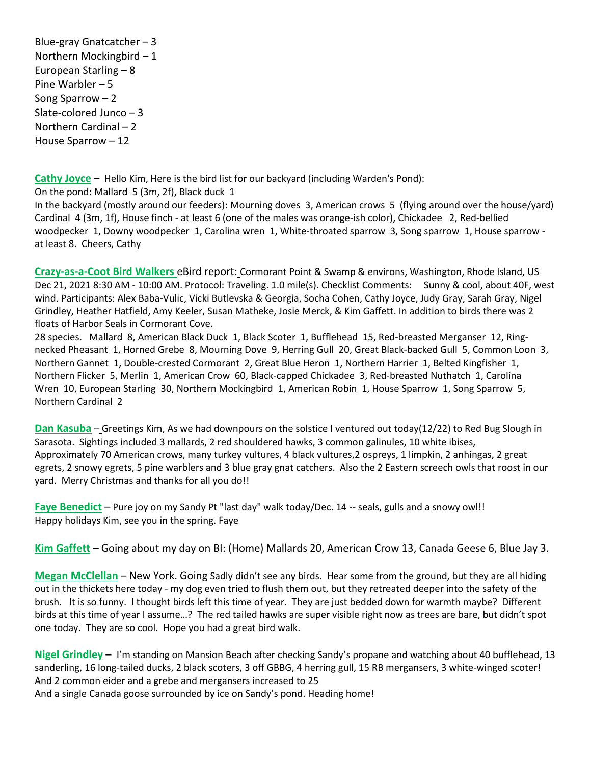Blue-gray Gnatcatcher – 3
Northern Mockingbird – 1
European Starling – 8
Pine Warbler – 5
Song Sparrow – 2
Slate-colored Junco – 3
Northern Cardinal – 2
House Sparrow – 12

**Cathy Joyce** – Hello Kim, Here is the bird list for our backyard (including Warden's Pond):
On the pond: Mallard 5 (3m, 2f), Black duck 1
In the backyard (mostly around our feeders): Mourning doves 3, American crows 5 (flying around over the house/yard) Cardinal 4 (3m, 1f), House finch - at least 6 (one of the males was orange-ish color), Chickadee 2, Red-bellied woodpecker 1, Downy woodpecker 1, Carolina wren 1, White-throated sparrow 3, Song sparrow 1, House sparrow - at least 8. Cheers, Cathy

**Crazy-as-a-Coot Bird Walkers** eBird report: Cormorant Point & Swamp & environs, Washington, Rhode Island, US Dec 21, 2021 8:30 AM - 10:00 AM. Protocol: Traveling. 1.0 mile(s). Checklist Comments: Sunny & cool, about 40F, west wind. Participants: Alex Baba-Vulic, Vicki Butlevska & Georgia, Socha Cohen, Cathy Joyce, Judy Gray, Sarah Gray, Nigel Grindley, Heather Hatfield, Amy Keeler, Susan Matheke, Josie Merck, & Kim Gaffett. In addition to birds there was 2 floats of Harbor Seals in Cormorant Cove.
28 species. Mallard 8, American Black Duck 1, Black Scoter 1, Bufflehead 15, Red-breasted Merganser 12, Ring-necked Pheasant 1, Horned Grebe 8, Mourning Dove 9, Herring Gull 20, Great Black-backed Gull 5, Common Loon 3, Northern Gannet 1, Double-crested Cormorant 2, Great Blue Heron 1, Northern Harrier 1, Belted Kingfisher 1, Northern Flicker 5, Merlin 1, American Crow 60, Black-capped Chickadee 3, Red-breasted Nuthatch 1, Carolina Wren 10, European Starling 30, Northern Mockingbird 1, American Robin 1, House Sparrow 1, Song Sparrow 5, Northern Cardinal 2

**Dan Kasuba** – Greetings Kim, As we had downpours on the solstice I ventured out today(12/22) to Red Bug Slough in Sarasota. Sightings included 3 mallards, 2 red shouldered hawks, 3 common galinules, 10 white ibises, Approximately 70 American crows, many turkey vultures, 4 black vultures,2 ospreys, 1 limpkin, 2 anhingas, 2 great egrets, 2 snowy egrets, 5 pine warblers and 3 blue gray gnat catchers. Also the 2 Eastern screech owls that roost in our yard. Merry Christmas and thanks for all you do!!

**Faye Benedict** – Pure joy on my Sandy Pt "last day" walk today/Dec. 14 -- seals, gulls and a snowy owl!!
Happy holidays Kim, see you in the spring. Faye

**Kim Gaffett** – Going about my day on BI: (Home) Mallards 20, American Crow 13, Canada Geese 6, Blue Jay 3.

**Megan McClellan** – New York. Going Sadly didn't see any birds. Hear some from the ground, but they are all hiding out in the thickets here today - my dog even tried to flush them out, but they retreated deeper into the safety of the brush. It is so funny. I thought birds left this time of year. They are just bedded down for warmth maybe? Different birds at this time of year I assume…? The red tailed hawks are super visible right now as trees are bare, but didn't spot one today. They are so cool. Hope you had a great bird walk.

**Nigel Grindley** – I'm standing on Mansion Beach after checking Sandy's propane and watching about 40 bufflehead, 13 sanderling, 16 long-tailed ducks, 2 black scoters, 3 off GBBG, 4 herring gull, 15 RB mergansers, 3 white-winged scoter! And 2 common eider and a grebe and mergansers increased to 25
And a single Canada goose surrounded by ice on Sandy's pond. Heading home!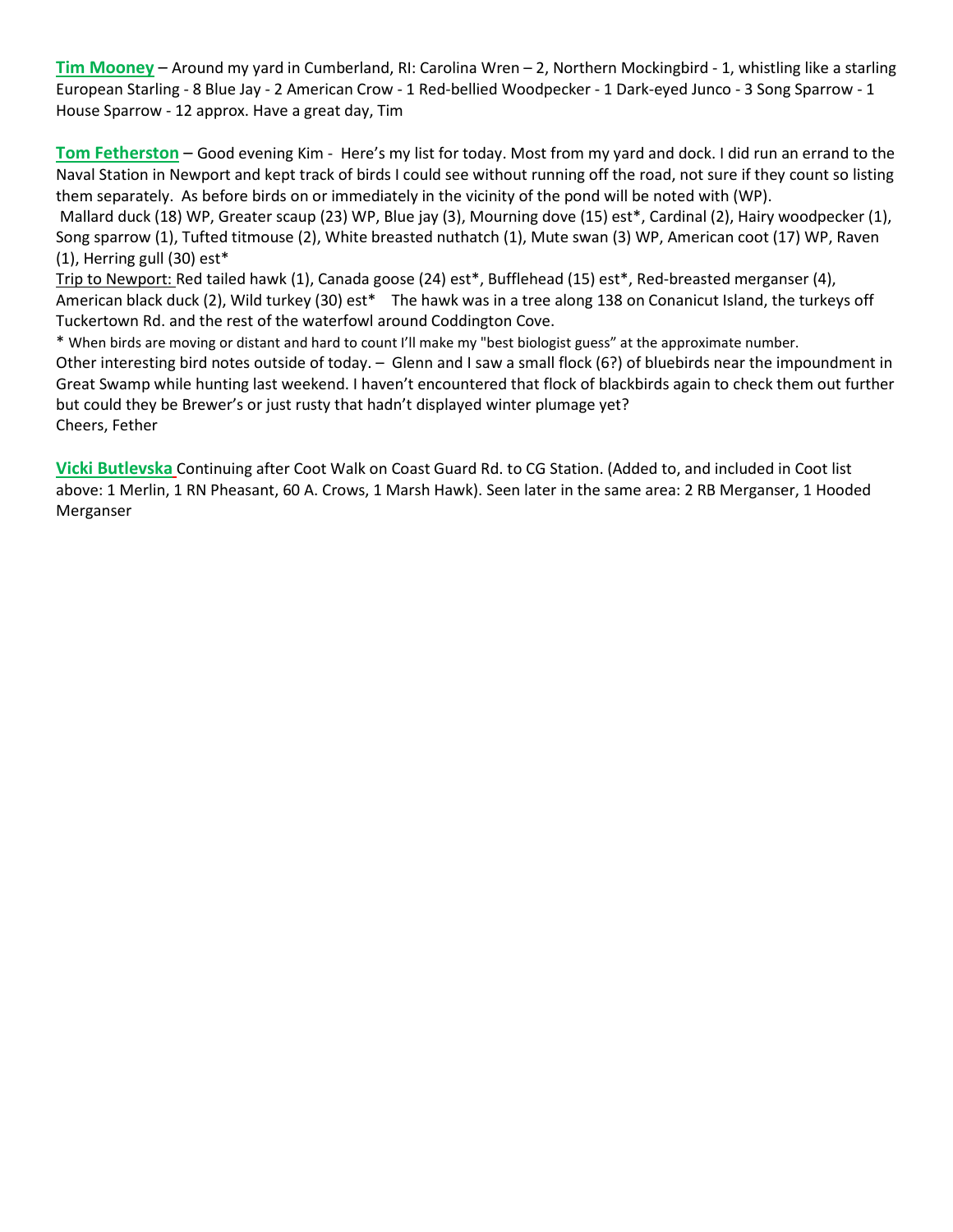**Tim Mooney** – Around my yard in Cumberland, RI: Carolina Wren – 2, Northern Mockingbird - 1, whistling like a starling European Starling - 8 Blue Jay - 2 American Crow - 1 Red-bellied Woodpecker - 1 Dark-eyed Junco - 3 Song Sparrow - 1 House Sparrow - 12 approx. Have a great day, Tim

**Tom Fetherston** – Good evening Kim - Here's my list for today. Most from my yard and dock. I did run an errand to the Naval Station in Newport and kept track of birds I could see without running off the road, not sure if they count so listing them separately. As before birds on or immediately in the vicinity of the pond will be noted with (WP).

Mallard duck (18) WP, Greater scaup (23) WP, Blue jay (3), Mourning dove (15) est*, Cardinal (2), Hairy woodpecker (1), Song sparrow (1), Tufted titmouse (2), White breasted nuthatch (1), Mute swan (3) WP, American coot (17) WP, Raven (1), Herring gull (30) est*

Trip to Newport: Red tailed hawk (1), Canada goose (24) est*, Bufflehead (15) est*, Red-breasted merganser (4), American black duck (2), Wild turkey (30) est* The hawk was in a tree along 138 on Conanicut Island, the turkeys off Tuckertown Rd. and the rest of the waterfowl around Coddington Cove.

* When birds are moving or distant and hard to count I'll make my "best biologist guess" at the approximate number.

Other interesting bird notes outside of today. – Glenn and I saw a small flock (6?) of bluebirds near the impoundment in Great Swamp while hunting last weekend. I haven't encountered that flock of blackbirds again to check them out further but could they be Brewer's or just rusty that hadn't displayed winter plumage yet?

Cheers, Fether

**Vicki Butlevska** Continuing after Coot Walk on Coast Guard Rd. to CG Station. (Added to, and included in Coot list above: 1 Merlin, 1 RN Pheasant, 60 A. Crows, 1 Marsh Hawk). Seen later in the same area: 2 RB Merganser, 1 Hooded Merganser